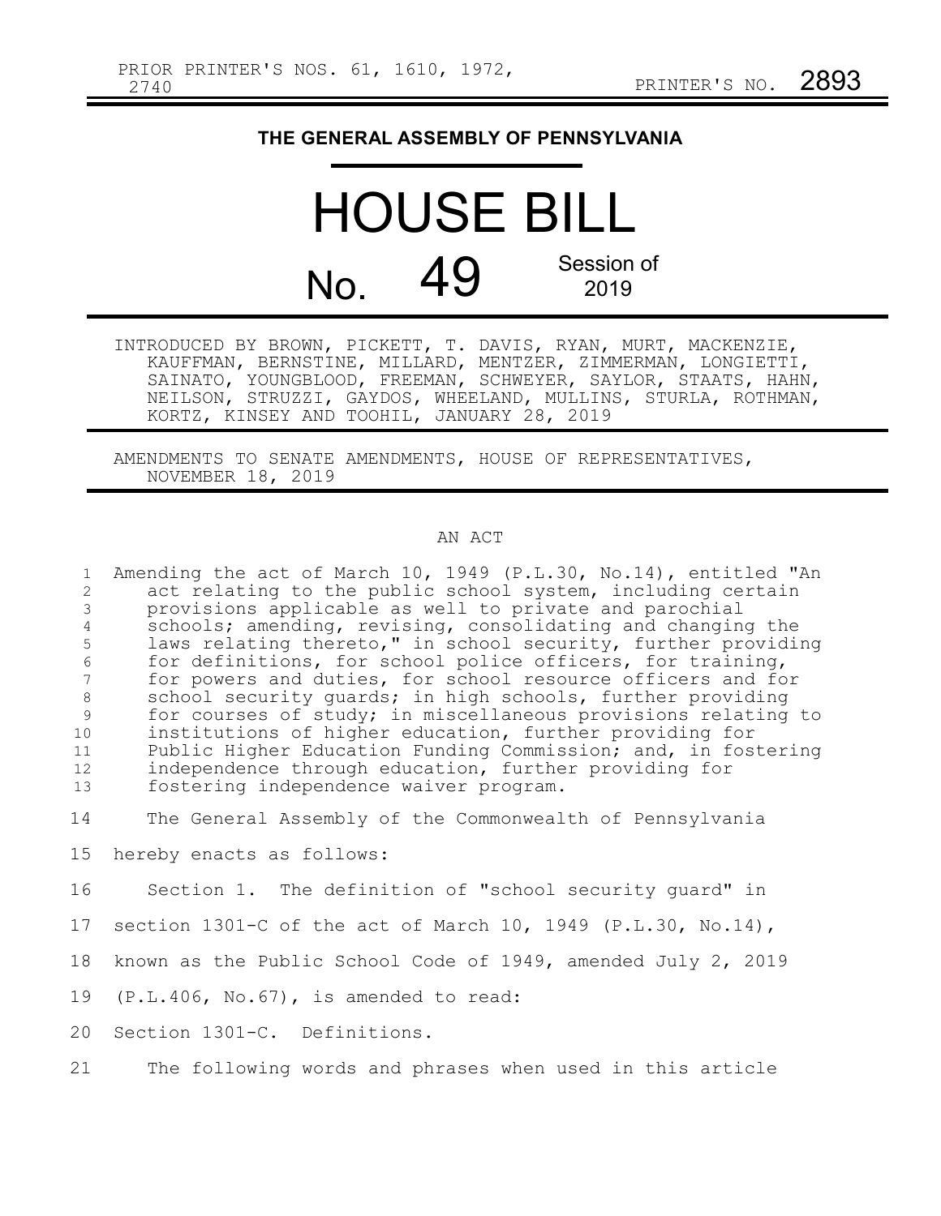PRIOR PRINTER'S NOS. 61, 1610, 1972, 2740

PRINTER'S NO. 2893

**THE GENERAL ASSEMBLY OF PENNSYLVANIA**

# HOUSE BILL

# No. 49

Session of 2019

INTRODUCED BY BROWN, PICKETT, T. DAVIS, RYAN, MURT, MACKENZIE, KAUFFMAN, BERNSTINE, MILLARD, MENTZER, ZIMMERMAN, LONGIETTI, SAINATO, YOUNGBLOOD, FREEMAN, SCHWEYER, SAYLOR, STAATS, HAHN, NEILSON, STRUZZI, GAYDOS, WHEELAND, MULLINS, STURLA, ROTHMAN, KORTZ, KINSEY AND TOOHIL, JANUARY 28, 2019

AMENDMENTS TO SENATE AMENDMENTS, HOUSE OF REPRESENTATIVES, NOVEMBER 18, 2019

AN ACT

Amending the act of March 10, 1949 (P.L.30, No.14), entitled "An act relating to the public school system, including certain provisions applicable as well to private and parochial schools; amending, revising, consolidating and changing the laws relating thereto," in school security, further providing for definitions, for school police officers, for training, for powers and duties, for school resource officers and for school security guards; in high schools, further providing for courses of study; in miscellaneous provisions relating to institutions of higher education, further providing for Public Higher Education Funding Commission; and, in fostering independence through education, further providing for fostering independence waiver program.

The General Assembly of the Commonwealth of Pennsylvania hereby enacts as follows:

Section 1. The definition of "school security guard" in section 1301-C of the act of March 10, 1949 (P.L.30, No.14), known as the Public School Code of 1949, amended July 2, 2019 (P.L.406, No.67), is amended to read:

Section 1301-C. Definitions.

The following words and phrases when used in this article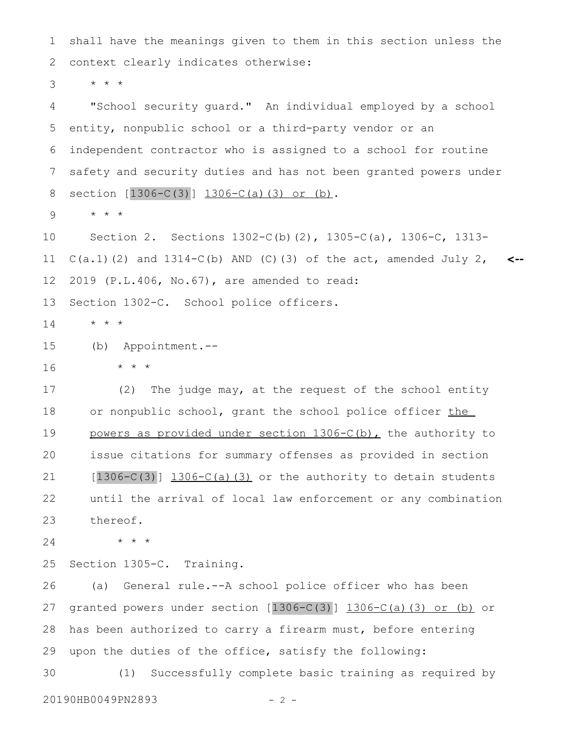shall have the meanings given to them in this section unless the context clearly indicates otherwise:

* * *

"School security guard." An individual employed by a school entity, nonpublic school or a third-party vendor or an independent contractor who is assigned to a school for routine safety and security duties and has not been granted powers under section [1306-C(3)] <u>1306-C(a)(3) or (b)</u>.

* * *

Section 2. Sections 1302-C(b)(2), 1305-C(a), 1306-C, 1313-C(a.1)(2) and 1314-C(b) AND (C)(3) of the act, amended July 2, 2019 (P.L.406, No.67), are amended to read:

Section 1302-C. School police officers.

* * *

(b) Appointment.--

* * *

(2) The judge may, at the request of the school entity or nonpublic school, grant the school police officer <u>the powers as provided under section 1306-C(b),</u> the authority to issue citations for summary offenses as provided in section [1306-C(3)] <u>1306-C(a)(3)</u> or the authority to detain students until the arrival of local law enforcement or any combination thereof.

* * *

Section 1305-C. Training.

(a) General rule.--A school police officer who has been granted powers under section [1306-C(3)] <u>1306-C(a)(3) or (b)</u> or has been authorized to carry a firearm must, before entering upon the duties of the office, satisfy the following:

(1) Successfully complete basic training as required by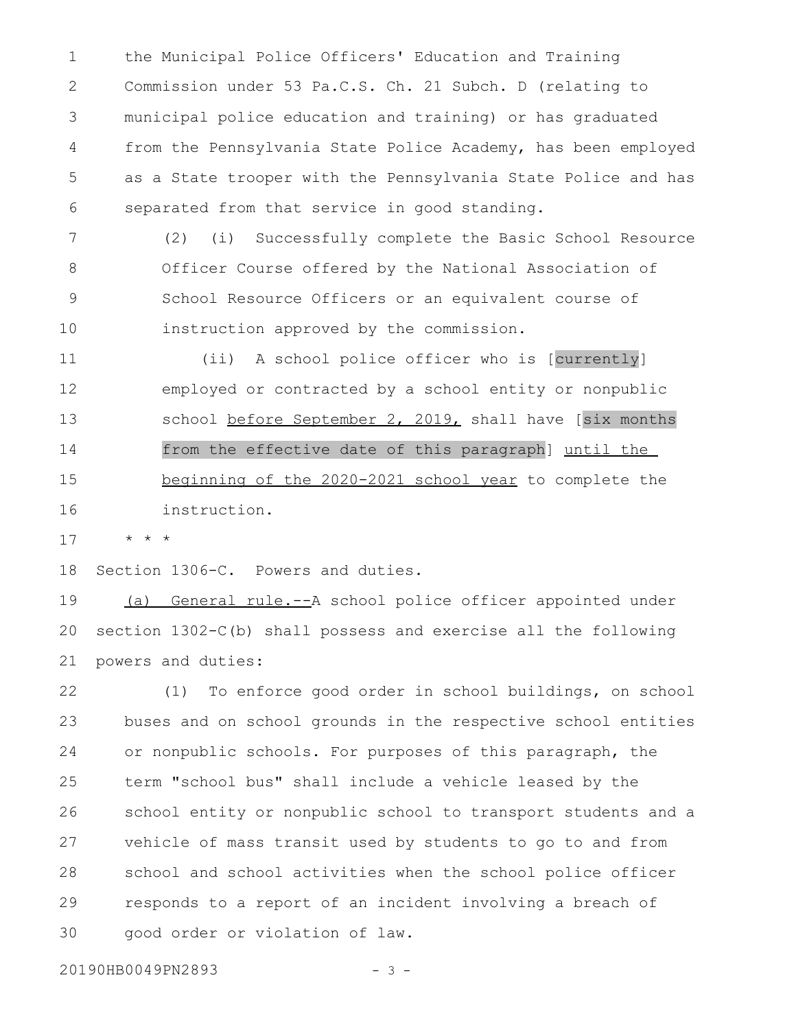the Municipal Police Officers' Education and Training Commission under 53 Pa.C.S. Ch. 21 Subch. D (relating to municipal police education and training) or has graduated from the Pennsylvania State Police Academy, has been employed as a State trooper with the Pennsylvania State Police and has separated from that service in good standing.

(2) (i) Successfully complete the Basic School Resource Officer Course offered by the National Association of School Resource Officers or an equivalent course of instruction approved by the commission.

(ii) A school police officer who is [currently] employed or contracted by a school entity or nonpublic school before September 2, 2019, shall have [six months from the effective date of this paragraph] until the beginning of the 2020-2021 school year to complete the instruction.

* * *

Section 1306-C. Powers and duties.

(a) General rule.--A school police officer appointed under section 1302-C(b) shall possess and exercise all the following powers and duties:

(1) To enforce good order in school buildings, on school buses and on school grounds in the respective school entities or nonpublic schools. For purposes of this paragraph, the term "school bus" shall include a vehicle leased by the school entity or nonpublic school to transport students and a vehicle of mass transit used by students to go to and from school and school activities when the school police officer responds to a report of an incident involving a breach of good order or violation of law.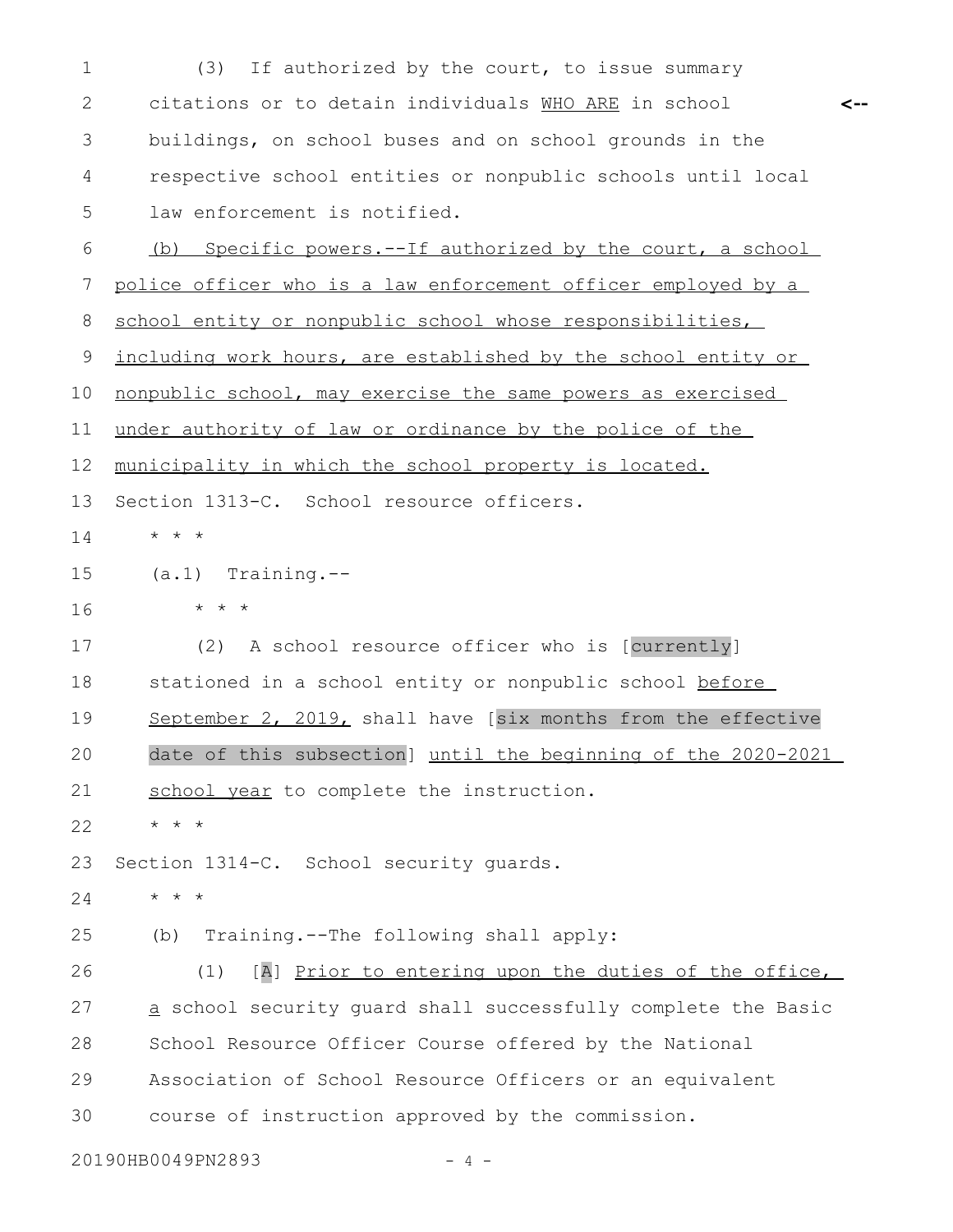(3) If authorized by the court, to issue summary citations or to detain individuals WHO ARE in school buildings, on school buses and on school grounds in the respective school entities or nonpublic schools until local law enforcement is notified.

(b) Specific powers.--If authorized by the court, a school police officer who is a law enforcement officer employed by a school entity or nonpublic school whose responsibilities, including work hours, are established by the school entity or nonpublic school, may exercise the same powers as exercised under authority of law or ordinance by the police of the municipality in which the school property is located.

Section 1313-C. School resource officers.

* * *

(a.1) Training.--

* * *

(2) A school resource officer who is [currently] stationed in a school entity or nonpublic school before September 2, 2019, shall have [six months from the effective date of this subsection] until the beginning of the 2020-2021 school year to complete the instruction.

* * *

Section 1314-C. School security guards.

* * *

(b) Training.--The following shall apply:

(1) [A] Prior to entering upon the duties of the office, a school security guard shall successfully complete the Basic School Resource Officer Course offered by the National Association of School Resource Officers or an equivalent course of instruction approved by the commission.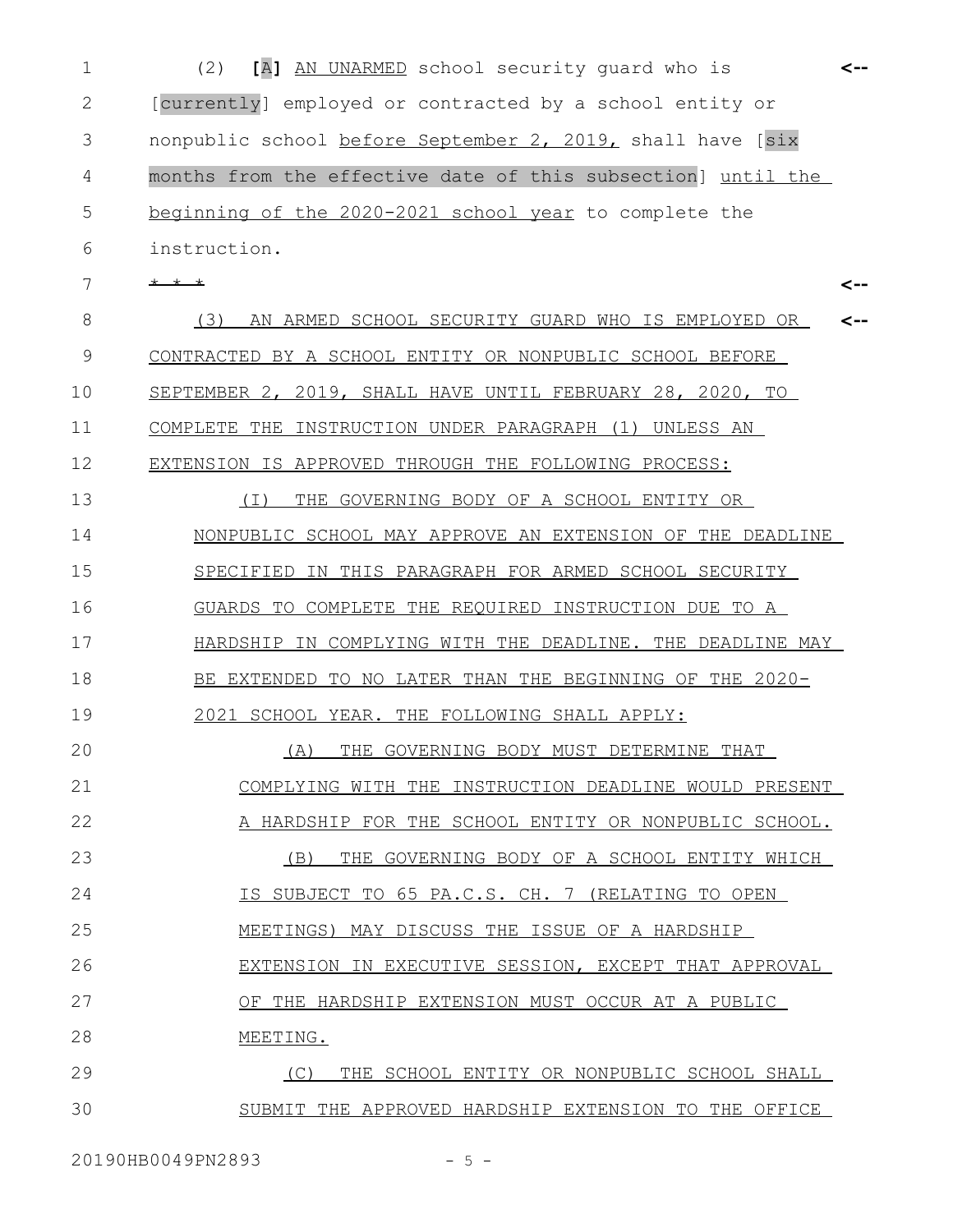(2) **[**A**]** AN UNARMED school security guard who is [currently] employed or contracted by a school entity or nonpublic school before September 2, 2019, shall have [six months from the effective date of this subsection] until the beginning of the 2020-2021 school year to complete the instruction.

* * *

(3) AN ARMED SCHOOL SECURITY GUARD WHO IS EMPLOYED OR CONTRACTED BY A SCHOOL ENTITY OR NONPUBLIC SCHOOL BEFORE SEPTEMBER 2, 2019, SHALL HAVE UNTIL FEBRUARY 28, 2020, TO COMPLETE THE INSTRUCTION UNDER PARAGRAPH (1) UNLESS AN EXTENSION IS APPROVED THROUGH THE FOLLOWING PROCESS:

(I) THE GOVERNING BODY OF A SCHOOL ENTITY OR NONPUBLIC SCHOOL MAY APPROVE AN EXTENSION OF THE DEADLINE SPECIFIED IN THIS PARAGRAPH FOR ARMED SCHOOL SECURITY GUARDS TO COMPLETE THE REQUIRED INSTRUCTION DUE TO A HARDSHIP IN COMPLYING WITH THE DEADLINE. THE DEADLINE MAY BE EXTENDED TO NO LATER THAN THE BEGINNING OF THE 2020-2021 SCHOOL YEAR. THE FOLLOWING SHALL APPLY:

(A) THE GOVERNING BODY MUST DETERMINE THAT COMPLYING WITH THE INSTRUCTION DEADLINE WOULD PRESENT A HARDSHIP FOR THE SCHOOL ENTITY OR NONPUBLIC SCHOOL.

(B) THE GOVERNING BODY OF A SCHOOL ENTITY WHICH IS SUBJECT TO 65 PA.C.S. CH. 7 (RELATING TO OPEN MEETINGS) MAY DISCUSS THE ISSUE OF A HARDSHIP EXTENSION IN EXECUTIVE SESSION, EXCEPT THAT APPROVAL OF THE HARDSHIP EXTENSION MUST OCCUR AT A PUBLIC MEETING.

(C) THE SCHOOL ENTITY OR NONPUBLIC SCHOOL SHALL SUBMIT THE APPROVED HARDSHIP EXTENSION TO THE OFFICE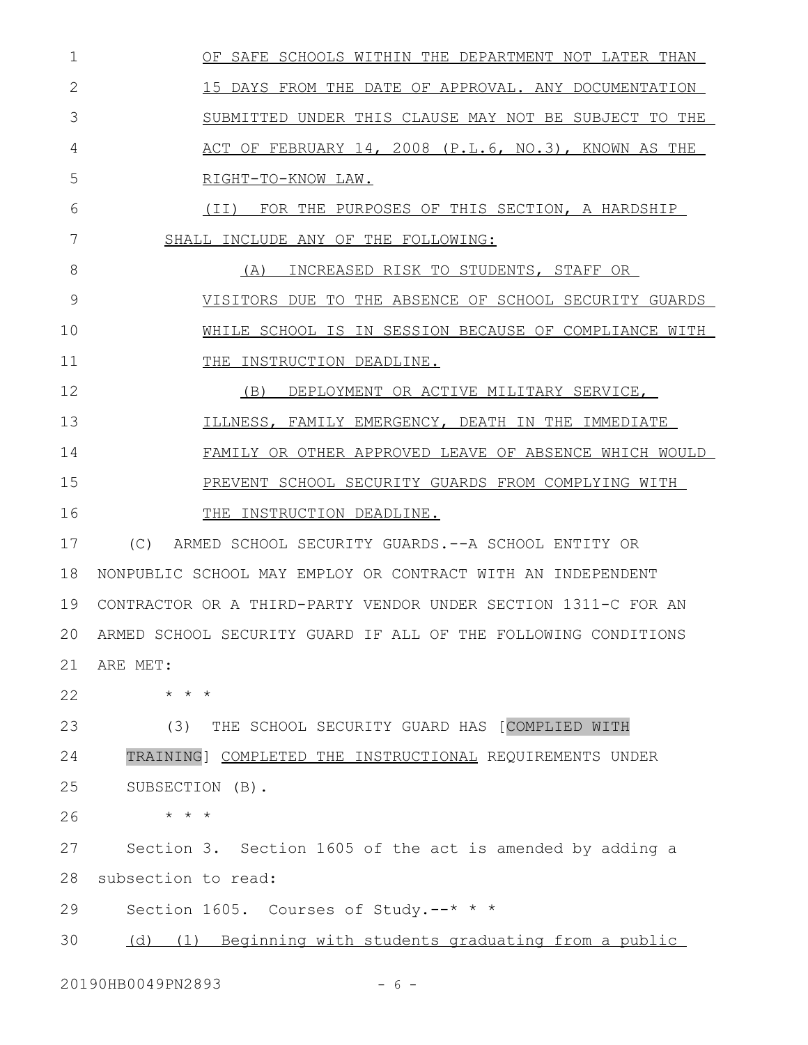OF SAFE SCHOOLS WITHIN THE DEPARTMENT NOT LATER THAN 15 DAYS FROM THE DATE OF APPROVAL. ANY DOCUMENTATION SUBMITTED UNDER THIS CLAUSE MAY NOT BE SUBJECT TO THE ACT OF FEBRUARY 14, 2008 (P.L.6, NO.3), KNOWN AS THE RIGHT-TO-KNOW LAW.

(II) FOR THE PURPOSES OF THIS SECTION, A HARDSHIP SHALL INCLUDE ANY OF THE FOLLOWING:

(A) INCREASED RISK TO STUDENTS, STAFF OR VISITORS DUE TO THE ABSENCE OF SCHOOL SECURITY GUARDS WHILE SCHOOL IS IN SESSION BECAUSE OF COMPLIANCE WITH THE INSTRUCTION DEADLINE.

(B) DEPLOYMENT OR ACTIVE MILITARY SERVICE, ILLNESS, FAMILY EMERGENCY, DEATH IN THE IMMEDIATE FAMILY OR OTHER APPROVED LEAVE OF ABSENCE WHICH WOULD PREVENT SCHOOL SECURITY GUARDS FROM COMPLYING WITH THE INSTRUCTION DEADLINE.

(C) ARMED SCHOOL SECURITY GUARDS.--A SCHOOL ENTITY OR NONPUBLIC SCHOOL MAY EMPLOY OR CONTRACT WITH AN INDEPENDENT CONTRACTOR OR A THIRD-PARTY VENDOR UNDER SECTION 1311-C FOR AN ARMED SCHOOL SECURITY GUARD IF ALL OF THE FOLLOWING CONDITIONS ARE MET:

* * *

(3) THE SCHOOL SECURITY GUARD HAS [COMPLIED WITH TRAINING] COMPLETED THE INSTRUCTIONAL REQUIREMENTS UNDER SUBSECTION (B).

* * *

Section 3. Section 1605 of the act is amended by adding a subsection to read:

Section 1605. Courses of Study.--* * *

(d) (1) Beginning with students graduating from a public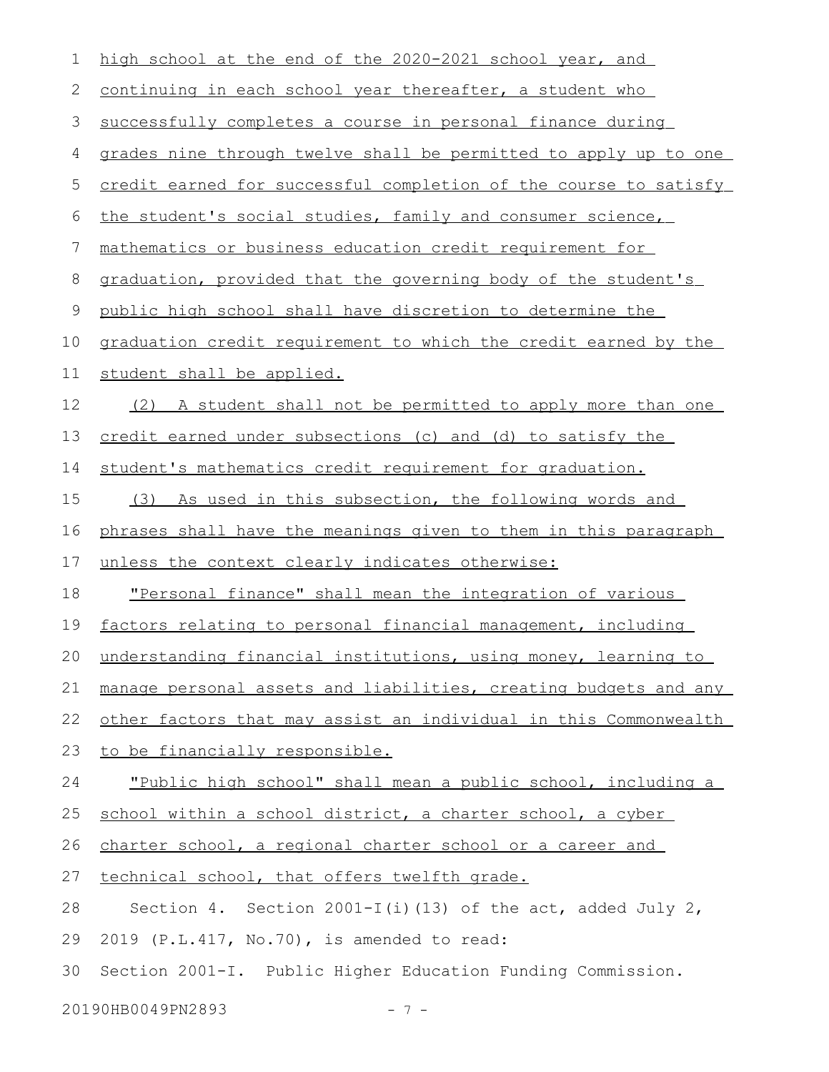high school at the end of the 2020-2021 school year, and continuing in each school year thereafter, a student who successfully completes a course in personal finance during grades nine through twelve shall be permitted to apply up to one credit earned for successful completion of the course to satisfy the student's social studies, family and consumer science, mathematics or business education credit requirement for graduation, provided that the governing body of the student's public high school shall have discretion to determine the graduation credit requirement to which the credit earned by the student shall be applied.

(2) A student shall not be permitted to apply more than one credit earned under subsections (c) and (d) to satisfy the student's mathematics credit requirement for graduation.

(3) As used in this subsection, the following words and phrases shall have the meanings given to them in this paragraph unless the context clearly indicates otherwise:

"Personal finance" shall mean the integration of various factors relating to personal financial management, including understanding financial institutions, using money, learning to manage personal assets and liabilities, creating budgets and any other factors that may assist an individual in this Commonwealth to be financially responsible.

"Public high school" shall mean a public school, including a school within a school district, a charter school, a cyber charter school, a regional charter school or a career and technical school, that offers twelfth grade.

Section 4. Section 2001-I(i)(13) of the act, added July 2, 2019 (P.L.417, No.70), is amended to read:

Section 2001-I. Public Higher Education Funding Commission.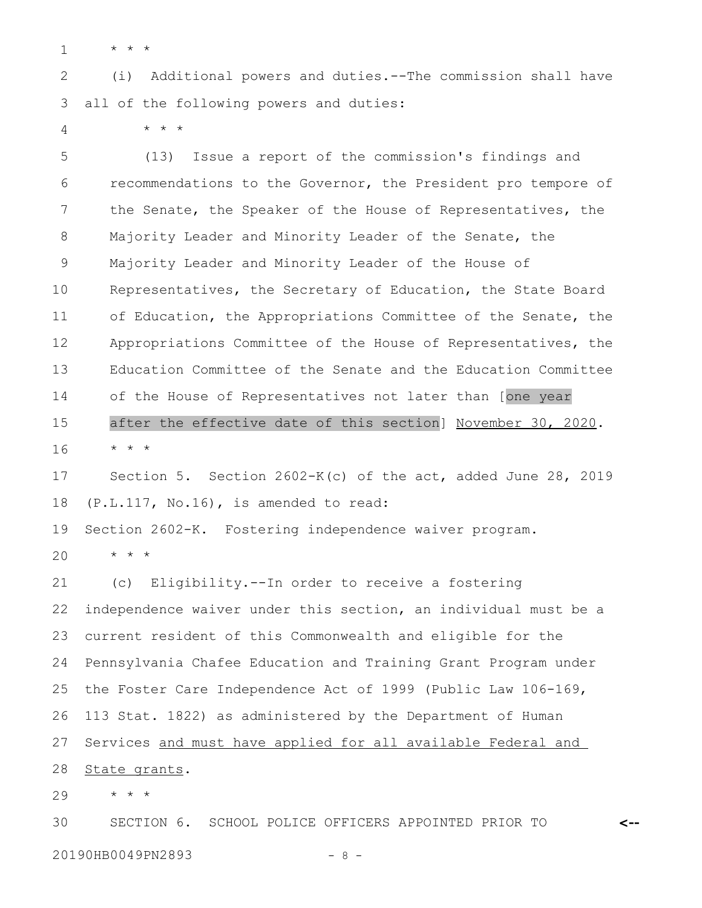* * *

(i) Additional powers and duties.--The commission shall have all of the following powers and duties:

* * *

(13) Issue a report of the commission's findings and recommendations to the Governor, the President pro tempore of the Senate, the Speaker of the House of Representatives, the Majority Leader and Minority Leader of the Senate, the Majority Leader and Minority Leader of the House of Representatives, the Secretary of Education, the State Board of Education, the Appropriations Committee of the Senate, the Appropriations Committee of the House of Representatives, the Education Committee of the Senate and the Education Committee of the House of Representatives not later than [one year after the effective date of this section] November 30, 2020.

* * *

Section 5. Section 2602-K(c) of the act, added June 28, 2019 (P.L.117, No.16), is amended to read:

Section 2602-K. Fostering independence waiver program.

* * *

(c) Eligibility.--In order to receive a fostering independence waiver under this section, an individual must be a current resident of this Commonwealth and eligible for the Pennsylvania Chafee Education and Training Grant Program under the Foster Care Independence Act of 1999 (Public Law 106-169, 113 Stat. 1822) as administered by the Department of Human Services and must have applied for all available Federal and State grants.

* * *

SECTION 6. SCHOOL POLICE OFFICERS APPOINTED PRIOR TO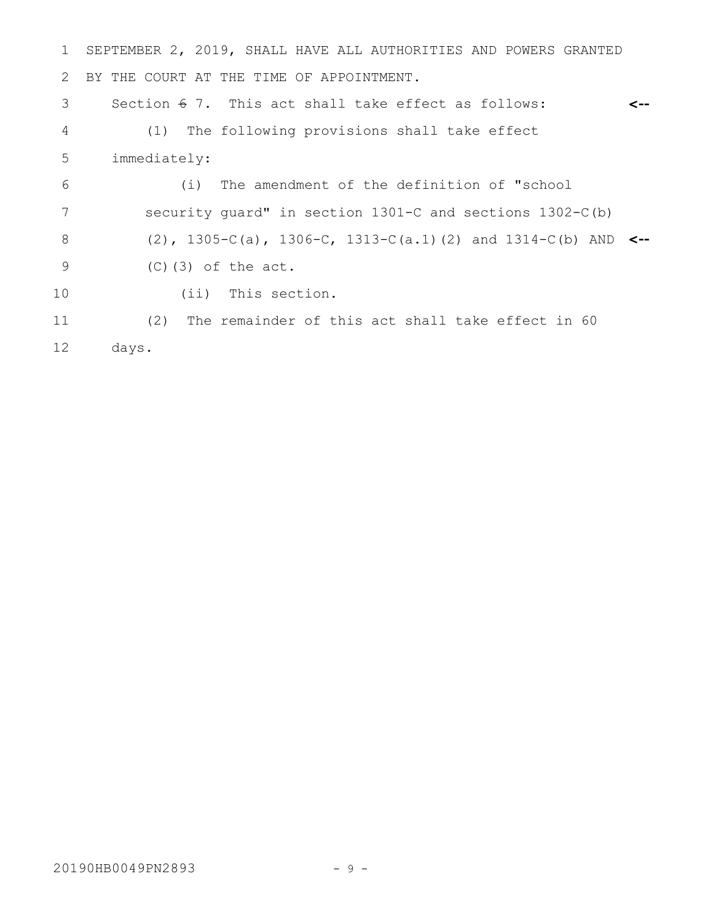SEPTEMBER 2, 2019, SHALL HAVE ALL AUTHORITIES AND POWERS GRANTED BY THE COURT AT THE TIME OF APPOINTMENT.

Section ~~6~~ 7. This act shall take effect as follows: <--

(1) The following provisions shall take effect immediately:

(i) The amendment of the definition of "school security guard" in section 1301-C and sections 1302-C(b)(2), 1305-C(a), 1306-C, 1313-C(a.1)(2) and 1314-C(b) AND <-- (C)(3) of the act.

(ii) This section.

(2) The remainder of this act shall take effect in 60 days.